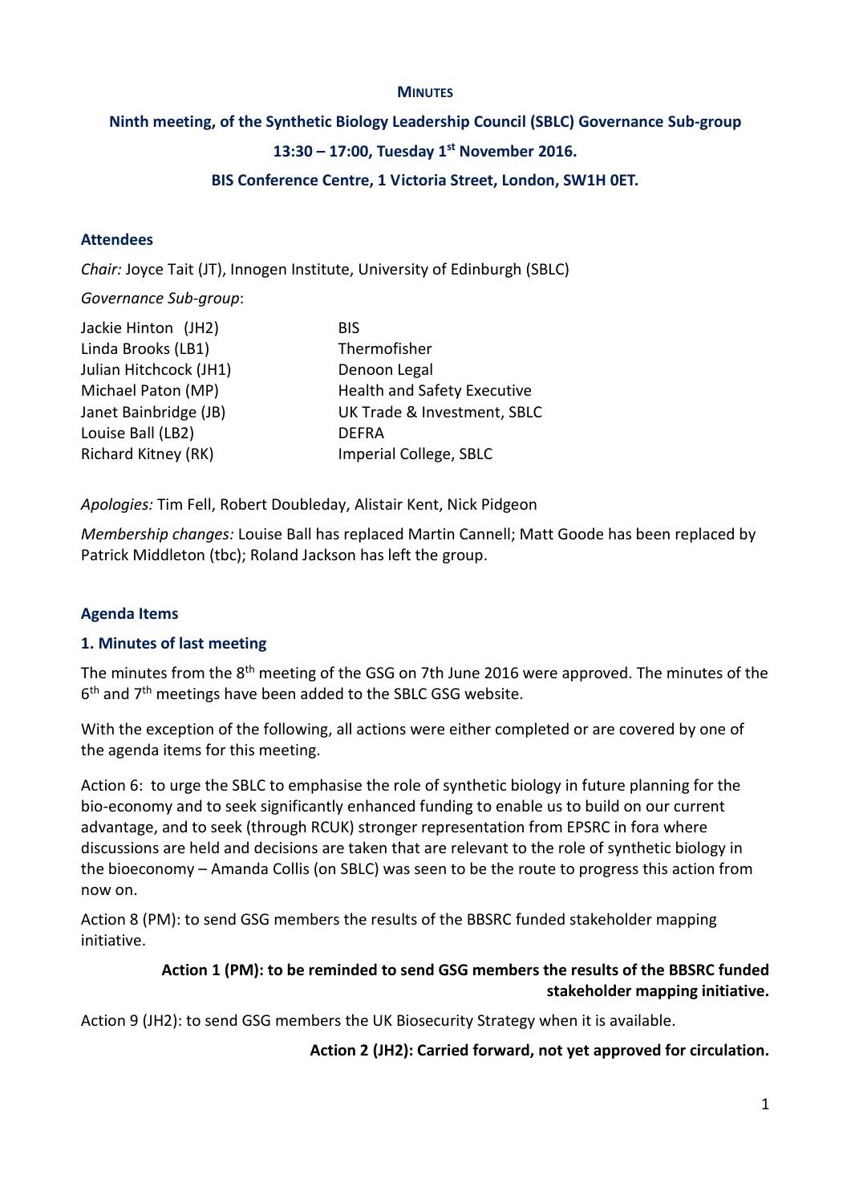**MINUTES**

**Ninth meeting, of the Synthetic Biology Leadership Council (SBLC) Governance Sub-group**

**13:30 – 17:00, Tuesday 1st November 2016.**

**BIS Conference Centre, 1 Victoria Street, London, SW1H 0ET.**

### Attendees

*Chair:* Joyce Tait (JT), Innogen Institute, University of Edinburgh (SBLC)

*Governance Sub-group*:

| | |
|---|---|
| Jackie Hinton (JH2) | BIS |
| Linda Brooks (LB1) | Thermofisher |
| Julian Hitchcock (JH1) | Denoon Legal |
| Michael Paton (MP) | Health and Safety Executive |
| Janet Bainbridge (JB) | UK Trade & Investment, SBLC |
| Louise Ball (LB2) | DEFRA |
| Richard Kitney (RK) | Imperial College, SBLC |

*Apologies:* Tim Fell, Robert Doubleday, Alistair Kent, Nick Pidgeon

*Membership changes:* Louise Ball has replaced Martin Cannell; Matt Goode has been replaced by Patrick Middleton (tbc); Roland Jackson has left the group.

### Agenda Items

#### 1. Minutes of last meeting

The minutes from the 8th meeting of the GSG on 7th June 2016 were approved. The minutes of the 6th and 7th meetings have been added to the SBLC GSG website.

With the exception of the following, all actions were either completed or are covered by one of the agenda items for this meeting.

Action 6: to urge the SBLC to emphasise the role of synthetic biology in future planning for the bio-economy and to seek significantly enhanced funding to enable us to build on our current advantage, and to seek (through RCUK) stronger representation from EPSRC in fora where discussions are held and decisions are taken that are relevant to the role of synthetic biology in the bioeconomy – Amanda Collis (on SBLC) was seen to be the route to progress this action from now on.

Action 8 (PM): to send GSG members the results of the BBSRC funded stakeholder mapping initiative.

**Action 1 (PM): to be reminded to send GSG members the results of the BBSRC funded stakeholder mapping initiative.**

Action 9 (JH2): to send GSG members the UK Biosecurity Strategy when it is available.

**Action 2 (JH2): Carried forward, not yet approved for circulation.**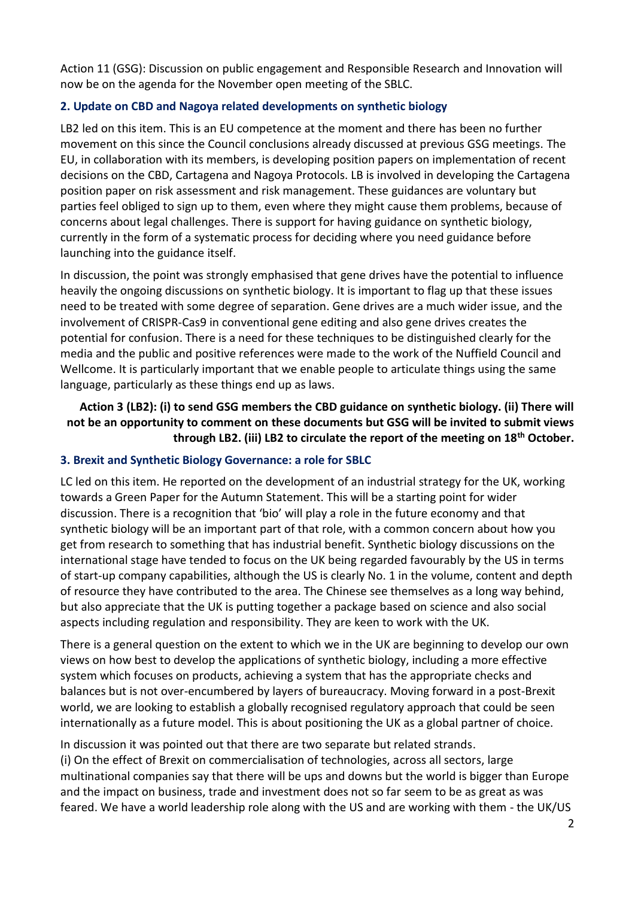Action 11 (GSG): Discussion on public engagement and Responsible Research and Innovation will now be on the agenda for the November open meeting of the SBLC.

### 2. Update on CBD and Nagoya related developments on synthetic biology

LB2 led on this item. This is an EU competence at the moment and there has been no further movement on this since the Council conclusions already discussed at previous GSG meetings. The EU, in collaboration with its members, is developing position papers on implementation of recent decisions on the CBD, Cartagena and Nagoya Protocols. LB is involved in developing the Cartagena position paper on risk assessment and risk management. These guidances are voluntary but parties feel obliged to sign up to them, even where they might cause them problems, because of concerns about legal challenges. There is support for having guidance on synthetic biology, currently in the form of a systematic process for deciding where you need guidance before launching into the guidance itself.

In discussion, the point was strongly emphasised that gene drives have the potential to influence heavily the ongoing discussions on synthetic biology. It is important to flag up that these issues need to be treated with some degree of separation. Gene drives are a much wider issue, and the involvement of CRISPR-Cas9 in conventional gene editing and also gene drives creates the potential for confusion. There is a need for these techniques to be distinguished clearly for the media and the public and positive references were made to the work of the Nuffield Council and Wellcome. It is particularly important that we enable people to articulate things using the same language, particularly as these things end up as laws.

**Action 3 (LB2): (i) to send GSG members the CBD guidance on synthetic biology. (ii) There will not be an opportunity to comment on these documents but GSG will be invited to submit views through LB2. (iii) LB2 to circulate the report of the meeting on 18th October.**

### 3. Brexit and Synthetic Biology Governance: a role for SBLC

LC led on this item. He reported on the development of an industrial strategy for the UK, working towards a Green Paper for the Autumn Statement. This will be a starting point for wider discussion. There is a recognition that 'bio' will play a role in the future economy and that synthetic biology will be an important part of that role, with a common concern about how you get from research to something that has industrial benefit. Synthetic biology discussions on the international stage have tended to focus on the UK being regarded favourably by the US in terms of start-up company capabilities, although the US is clearly No. 1 in the volume, content and depth of resource they have contributed to the area. The Chinese see themselves as a long way behind, but also appreciate that the UK is putting together a package based on science and also social aspects including regulation and responsibility. They are keen to work with the UK.

There is a general question on the extent to which we in the UK are beginning to develop our own views on how best to develop the applications of synthetic biology, including a more effective system which focuses on products, achieving a system that has the appropriate checks and balances but is not over-encumbered by layers of bureaucracy. Moving forward in a post-Brexit world, we are looking to establish a globally recognised regulatory approach that could be seen internationally as a future model. This is about positioning the UK as a global partner of choice.

In discussion it was pointed out that there are two separate but related strands.
(i) On the effect of Brexit on commercialisation of technologies, across all sectors, large multinational companies say that there will be ups and downs but the world is bigger than Europe and the impact on business, trade and investment does not so far seem to be as great as was feared. We have a world leadership role along with the US and are working with them - the UK/US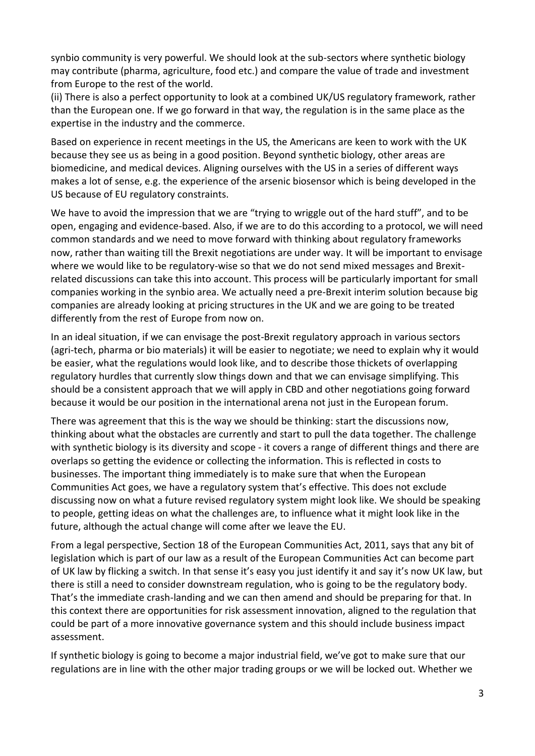synbio community is very powerful. We should look at the sub-sectors where synthetic biology may contribute (pharma, agriculture, food etc.) and compare the value of trade and investment from Europe to the rest of the world.

(ii) There is also a perfect opportunity to look at a combined UK/US regulatory framework, rather than the European one. If we go forward in that way, the regulation is in the same place as the expertise in the industry and the commerce.

Based on experience in recent meetings in the US, the Americans are keen to work with the UK because they see us as being in a good position. Beyond synthetic biology, other areas are biomedicine, and medical devices. Aligning ourselves with the US in a series of different ways makes a lot of sense, e.g. the experience of the arsenic biosensor which is being developed in the US because of EU regulatory constraints.

We have to avoid the impression that we are "trying to wriggle out of the hard stuff", and to be open, engaging and evidence-based. Also, if we are to do this according to a protocol, we will need common standards and we need to move forward with thinking about regulatory frameworks now, rather than waiting till the Brexit negotiations are under way. It will be important to envisage where we would like to be regulatory-wise so that we do not send mixed messages and Brexit-related discussions can take this into account. This process will be particularly important for small companies working in the synbio area. We actually need a pre-Brexit interim solution because big companies are already looking at pricing structures in the UK and we are going to be treated differently from the rest of Europe from now on.

In an ideal situation, if we can envisage the post-Brexit regulatory approach in various sectors (agri-tech, pharma or bio materials) it will be easier to negotiate; we need to explain why it would be easier, what the regulations would look like, and to describe those thickets of overlapping regulatory hurdles that currently slow things down and that we can envisage simplifying. This should be a consistent approach that we will apply in CBD and other negotiations going forward because it would be our position in the international arena not just in the European forum.

There was agreement that this is the way we should be thinking: start the discussions now, thinking about what the obstacles are currently and start to pull the data together. The challenge with synthetic biology is its diversity and scope - it covers a range of different things and there are overlaps so getting the evidence or collecting the information. This is reflected in costs to businesses. The important thing immediately is to make sure that when the European Communities Act goes, we have a regulatory system that's effective. This does not exclude discussing now on what a future revised regulatory system might look like. We should be speaking to people, getting ideas on what the challenges are, to influence what it might look like in the future, although the actual change will come after we leave the EU.

From a legal perspective, Section 18 of the European Communities Act, 2011, says that any bit of legislation which is part of our law as a result of the European Communities Act can become part of UK law by flicking a switch. In that sense it's easy you just identify it and say it's now UK law, but there is still a need to consider downstream regulation, who is going to be the regulatory body. That's the immediate crash-landing and we can then amend and should be preparing for that. In this context there are opportunities for risk assessment innovation, aligned to the regulation that could be part of a more innovative governance system and this should include business impact assessment.

If synthetic biology is going to become a major industrial field, we've got to make sure that our regulations are in line with the other major trading groups or we will be locked out. Whether we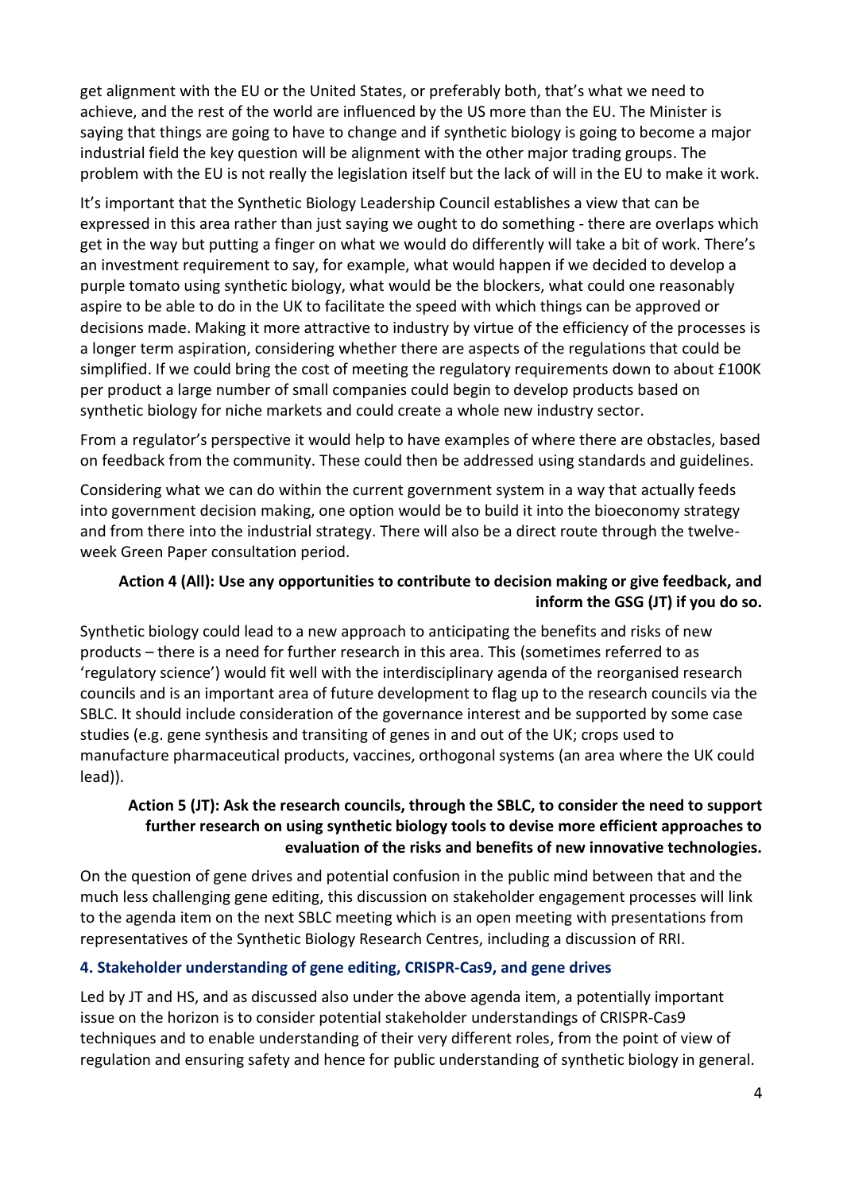get alignment with the EU or the United States, or preferably both, that's what we need to achieve, and the rest of the world are influenced by the US more than the EU. The Minister is saying that things are going to have to change and if synthetic biology is going to become a major industrial field the key question will be alignment with the other major trading groups. The problem with the EU is not really the legislation itself but the lack of will in the EU to make it work.

It's important that the Synthetic Biology Leadership Council establishes a view that can be expressed in this area rather than just saying we ought to do something - there are overlaps which get in the way but putting a finger on what we would do differently will take a bit of work. There's an investment requirement to say, for example, what would happen if we decided to develop a purple tomato using synthetic biology, what would be the blockers, what could one reasonably aspire to be able to do in the UK to facilitate the speed with which things can be approved or decisions made. Making it more attractive to industry by virtue of the efficiency of the processes is a longer term aspiration, considering whether there are aspects of the regulations that could be simplified. If we could bring the cost of meeting the regulatory requirements down to about £100K per product a large number of small companies could begin to develop products based on synthetic biology for niche markets and could create a whole new industry sector.

From a regulator's perspective it would help to have examples of where there are obstacles, based on feedback from the community. These could then be addressed using standards and guidelines.

Considering what we can do within the current government system in a way that actually feeds into government decision making, one option would be to build it into the bioeconomy strategy and from there into the industrial strategy. There will also be a direct route through the twelve-week Green Paper consultation period.

**Action 4 (All): Use any opportunities to contribute to decision making or give feedback, and inform the GSG (JT) if you do so.**

Synthetic biology could lead to a new approach to anticipating the benefits and risks of new products – there is a need for further research in this area. This (sometimes referred to as 'regulatory science') would fit well with the interdisciplinary agenda of the reorganised research councils and is an important area of future development to flag up to the research councils via the SBLC. It should include consideration of the governance interest and be supported by some case studies (e.g. gene synthesis and transiting of genes in and out of the UK; crops used to manufacture pharmaceutical products, vaccines, orthogonal systems (an area where the UK could lead)).

**Action 5 (JT): Ask the research councils, through the SBLC, to consider the need to support further research on using synthetic biology tools to devise more efficient approaches to evaluation of the risks and benefits of new innovative technologies.**

On the question of gene drives and potential confusion in the public mind between that and the much less challenging gene editing, this discussion on stakeholder engagement processes will link to the agenda item on the next SBLC meeting which is an open meeting with presentations from representatives of the Synthetic Biology Research Centres, including a discussion of RRI.

## 4. Stakeholder understanding of gene editing, CRISPR-Cas9, and gene drives

Led by JT and HS, and as discussed also under the above agenda item, a potentially important issue on the horizon is to consider potential stakeholder understandings of CRISPR-Cas9 techniques and to enable understanding of their very different roles, from the point of view of regulation and ensuring safety and hence for public understanding of synthetic biology in general.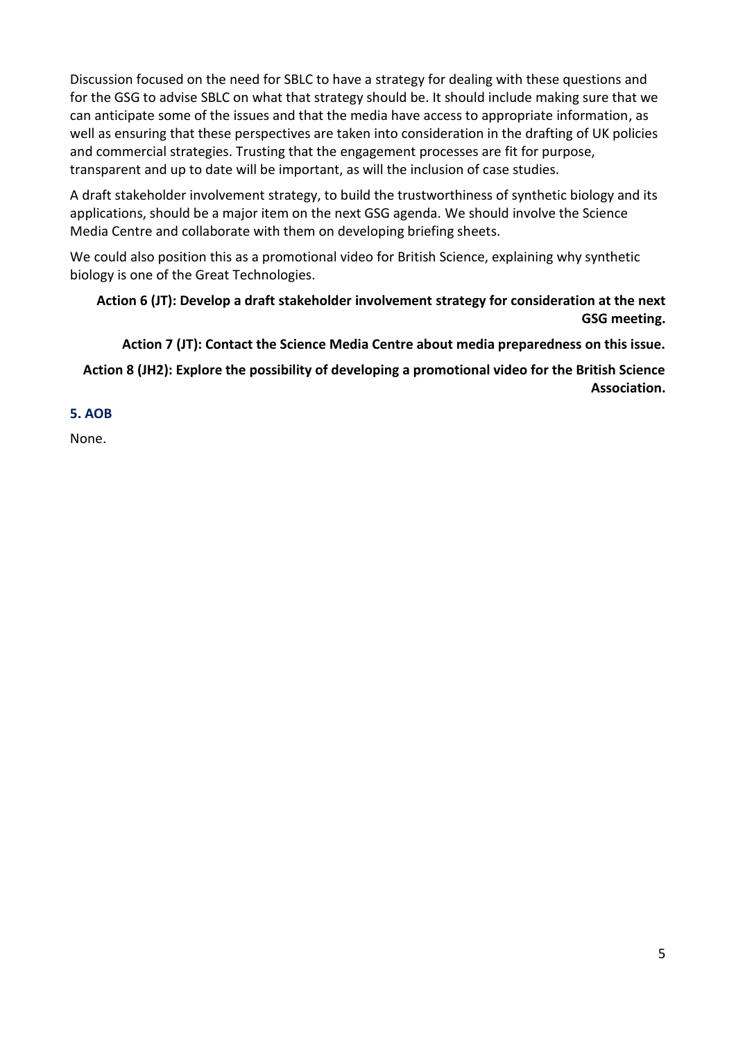Discussion focused on the need for SBLC to have a strategy for dealing with these questions and for the GSG to advise SBLC on what that strategy should be. It should include making sure that we can anticipate some of the issues and that the media have access to appropriate information, as well as ensuring that these perspectives are taken into consideration in the drafting of UK policies and commercial strategies. Trusting that the engagement processes are fit for purpose, transparent and up to date will be important, as will the inclusion of case studies.

A draft stakeholder involvement strategy, to build the trustworthiness of synthetic biology and its applications, should be a major item on the next GSG agenda. We should involve the Science Media Centre and collaborate with them on developing briefing sheets.

We could also position this as a promotional video for British Science, explaining why synthetic biology is one of the Great Technologies.

**Action 6 (JT): Develop a draft stakeholder involvement strategy for consideration at the next GSG meeting.**

**Action 7 (JT): Contact the Science Media Centre about media preparedness on this issue.**

**Action 8 (JH2): Explore the possibility of developing a promotional video for the British Science Association.**

## 5. AOB

None.